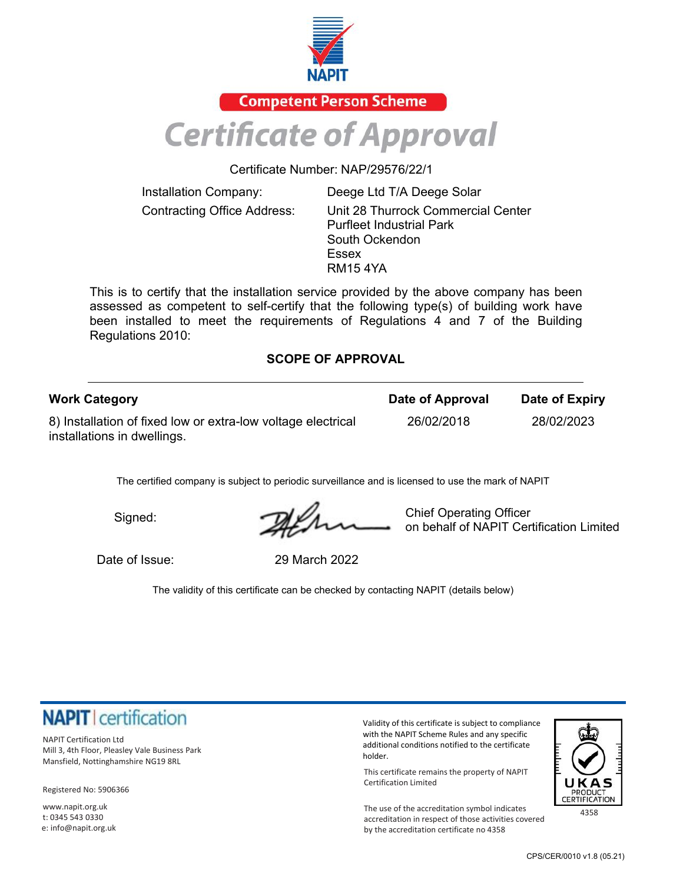NAPIT

Competent Person Scheme

# Certificate of Approval

Certificate Number: NAP/29576/22/1

Installation Company: Deege Ltd T/A Deege Solar

Contracting Office Address: Unit 28 Thurrock Commercial Center
Purfleet Industrial Park
South Ockendon
Essex
RM15 4YA

This is to certify that the installation service provided by the above company has been assessed as competent to self-certify that the following type(s) of building work have been installed to meet the requirements of Regulations 4 and 7 of the Building Regulations 2010:

## SCOPE OF APPROVAL

| Work Category | Date of Approval | Date of Expiry |
|---|---|---|
| 8) Installation of fixed low or extra-low voltage electrical installations in dwellings. | 26/02/2018 | 28/02/2023 |

The certified company is subject to periodic surveillance and is licensed to use the mark of NAPIT

Signed: Chief Operating Officer on behalf of NAPIT Certification Limited

Date of Issue: 29 March 2022

The validity of this certificate can be checked by contacting NAPIT (details below)

NAPIT | certification

NAPIT Certification Ltd
Mill 3, 4th Floor, Pleasley Vale Business Park
Mansfield, Nottinghamshire NG19 8RL

Registered No: 5906366

www.napit.org.uk
t: 0345 543 0330
e: info@napit.org.uk

Validity of this certificate is subject to compliance with the NAPIT Scheme Rules and any specific additional conditions notified to the certificate holder.

This certificate remains the property of NAPIT Certification Limited

The use of the accreditation symbol indicates accreditation in respect of those activities covered by the accreditation certificate no 4358

UKAS PRODUCT CERTIFICATION 4358

CPS/CER/0010 v1.8 (05.21)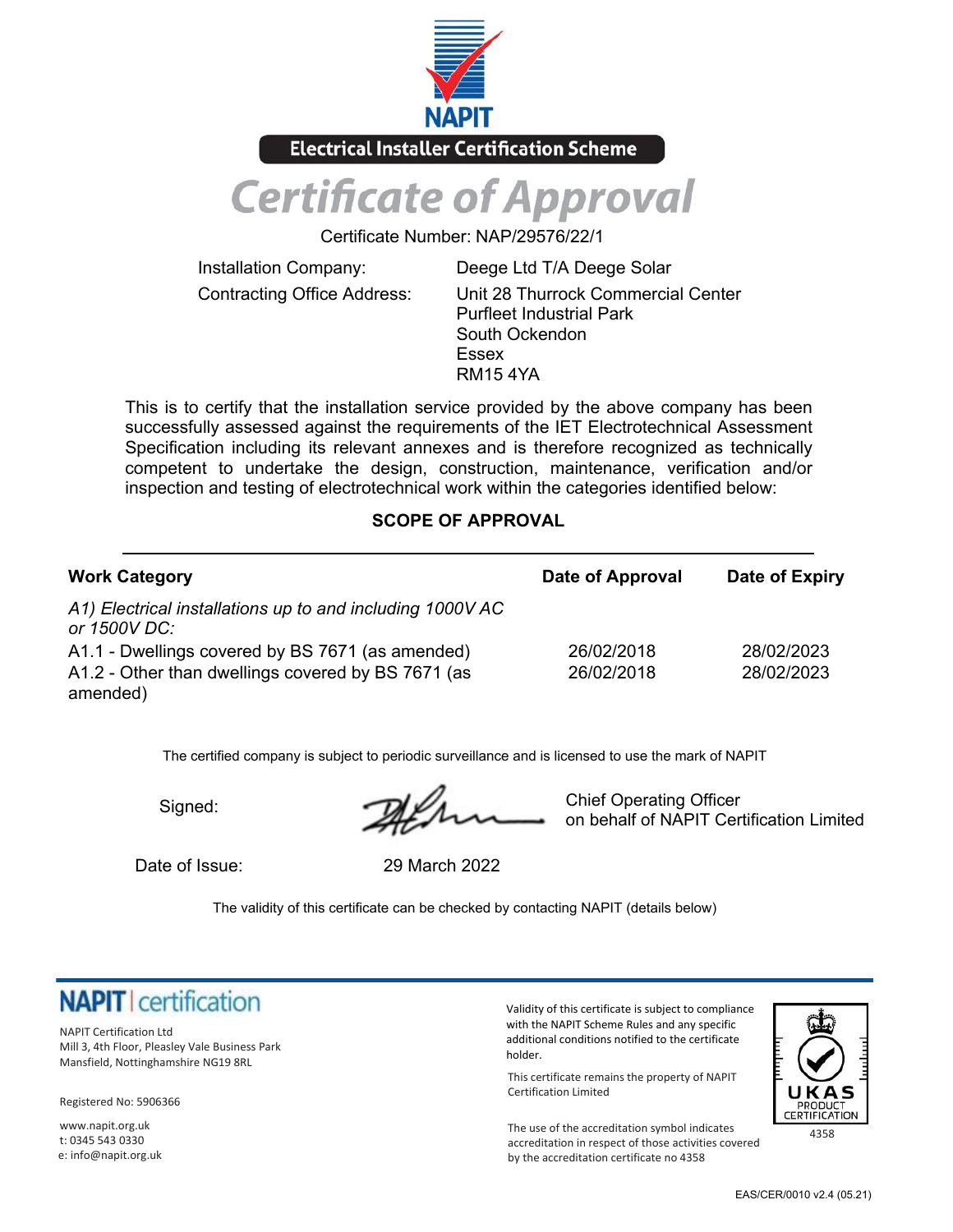NAPIT

Electrical Installer Certification Scheme

# Certificate of Approval

Certificate Number: NAP/29576/22/1

| | |
|---|---|
| Installation Company: | Deege Ltd T/A Deege Solar |
| Contracting Office Address: | Unit 28 Thurrock Commercial Center<br>Purfleet Industrial Park<br>South Ockendon<br>Essex<br>RM15 4YA |

This is to certify that the installation service provided by the above company has been successfully assessed against the requirements of the IET Electrotechnical Assessment Specification including its relevant annexes and is therefore recognized as technically competent to undertake the design, construction, maintenance, verification and/or inspection and testing of electrotechnical work within the categories identified below:

## SCOPE OF APPROVAL

| Work Category | Date of Approval | Date of Expiry |
|---|---|---|
| *A1) Electrical installations up to and including 1000V AC or 1500V DC:* | | |
| A1.1 - Dwellings covered by BS 7671 (as amended) | 26/02/2018 | 28/02/2023 |
| A1.2 - Other than dwellings covered by BS 7671 (as amended) | 26/02/2018 | 28/02/2023 |

The certified company is subject to periodic surveillance and is licensed to use the mark of NAPIT

Signed: Chief Operating Officer on behalf of NAPIT Certification Limited

Date of Issue: 29 March 2022

The validity of this certificate can be checked by contacting NAPIT (details below)

**NAPIT** | certification

NAPIT Certification Ltd
Mill 3, 4th Floor, Pleasley Vale Business Park
Mansfield, Nottinghamshire NG19 8RL

Registered No: 5906366

www.napit.org.uk
t: 0345 543 0330
e: info@napit.org.uk

Validity of this certificate is subject to compliance with the NAPIT Scheme Rules and any specific additional conditions notified to the certificate holder.

This certificate remains the property of NAPIT Certification Limited

The use of the accreditation symbol indicates accreditation in respect of those activities covered by the accreditation certificate no 4358

UKAS PRODUCT CERTIFICATION 4358

EAS/CER/0010 v2.4 (05.21)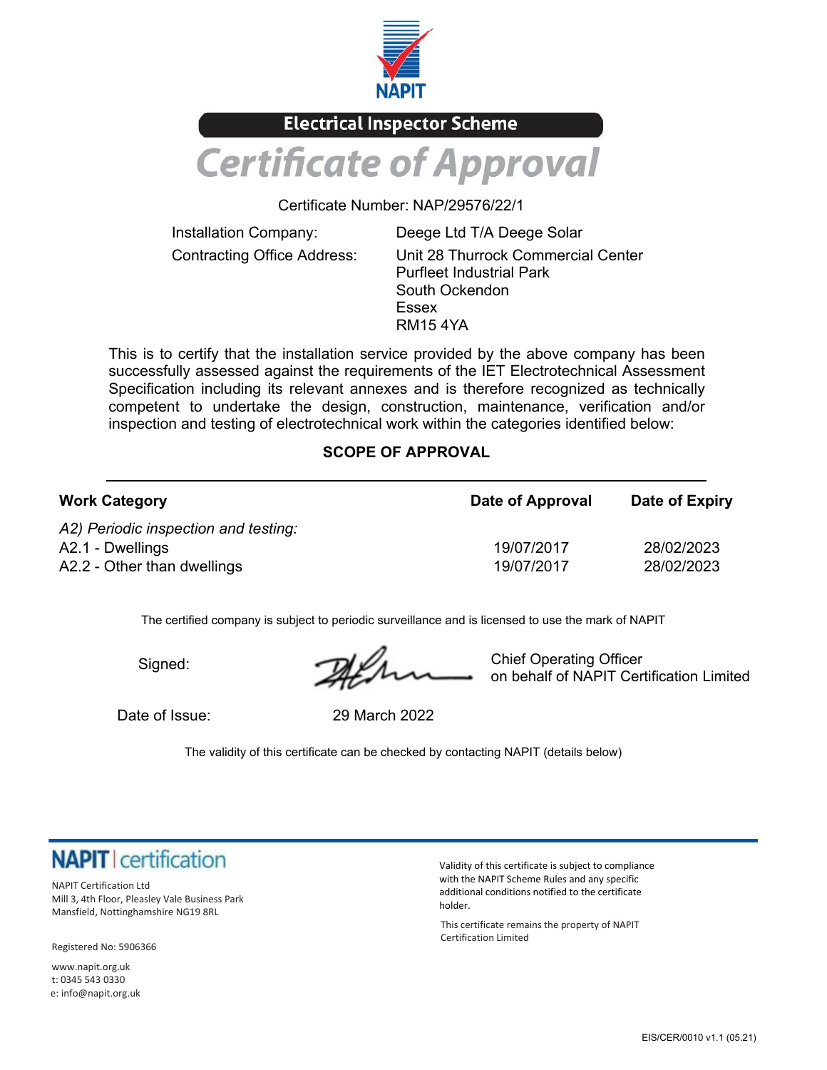NAPIT

## Electrical Inspector Scheme

# Certificate of Approval

Certificate Number: NAP/29576/22/1

| | |
|---|---|
| Installation Company: | Deege Ltd T/A Deege Solar |
| Contracting Office Address: | Unit 28 Thurrock Commercial Center<br>Purfleet Industrial Park<br>South Ockendon<br>Essex<br>RM15 4YA |

This is to certify that the installation service provided by the above company has been successfully assessed against the requirements of the IET Electrotechnical Assessment Specification including its relevant annexes and is therefore recognized as technically competent to undertake the design, construction, maintenance, verification and/or inspection and testing of electrotechnical work within the categories identified below:

**SCOPE OF APPROVAL**

| Work Category | Date of Approval | Date of Expiry |
|---|---|---|
| *A2) Periodic inspection and testing:* | | |
| A2.1 - Dwellings | 19/07/2017 | 28/02/2023 |
| A2.2 - Other than dwellings | 19/07/2017 | 28/02/2023 |

The certified company is subject to periodic surveillance and is licensed to use the mark of NAPIT

Signed: Chief Operating Officer on behalf of NAPIT Certification Limited

Date of Issue: 29 March 2022

The validity of this certificate can be checked by contacting NAPIT (details below)

**NAPIT | certification**

NAPIT Certification Ltd
Mill 3, 4th Floor, Pleasley Vale Business Park
Mansfield, Nottinghamshire NG19 8RL

Registered No: 5906366

www.napit.org.uk
t: 0345 543 0330
e: info@napit.org.uk

Validity of this certificate is subject to compliance with the NAPIT Scheme Rules and any specific additional conditions notified to the certificate holder.

This certificate remains the property of NAPIT Certification Limited

EIS/CER/0010 v1.1 (05.21)